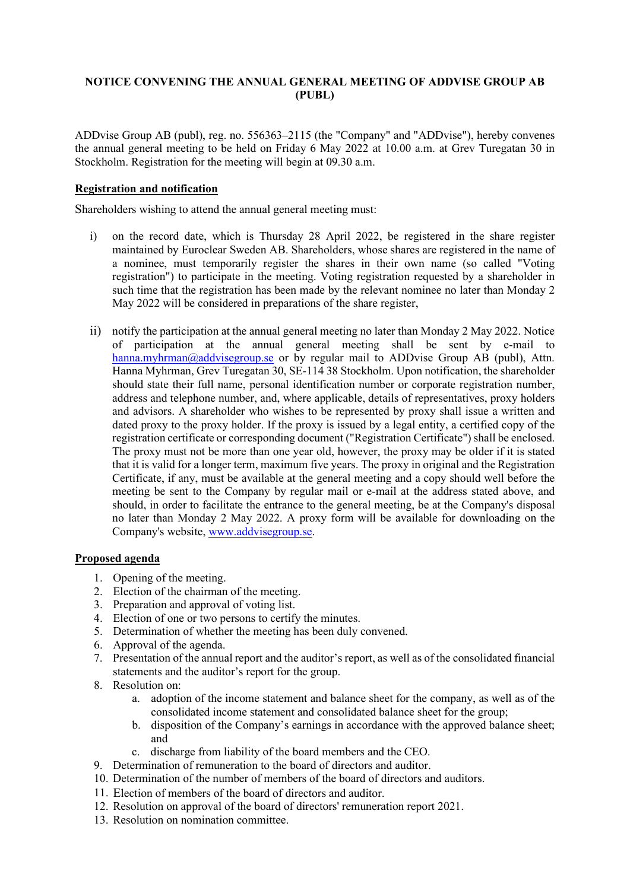# NOTICE CONVENING THE ANNUAL GENERAL MEETING OF ADDVISE GROUP AB (PUBL)

ADDvise Group AB (publ), reg. no. 556363–2115 (the "Company" and "ADDvise"), hereby convenes the annual general meeting to be held on Friday 6 May 2022 at 10.00 a.m. at Grev Turegatan 30 in Stockholm. Registration for the meeting will begin at 09.30 a.m.

## Registration and notification

Shareholders wishing to attend the annual general meeting must:

i) on the record date, which is Thursday 28 April 2022, be registered in the share register maintained by Euroclear Sweden AB. Shareholders, whose shares are registered in the name of a nominee, must temporarily register the shares in their own name (so called "Voting registration") to participate in the meeting. Voting registration requested by a shareholder in such time that the registration has been made by the relevant nominee no later than Monday 2 May 2022 will be considered in preparations of the share register,

ii) notify the participation at the annual general meeting no later than Monday 2 May 2022. Notice of participation at the annual general meeting shall be sent by e-mail to hanna.myhrman@addvisegroup.se or by regular mail to ADDvise Group AB (publ), Attn. Hanna Myhrman, Grev Turegatan 30, SE-114 38 Stockholm. Upon notification, the shareholder should state their full name, personal identification number or corporate registration number, address and telephone number, and, where applicable, details of representatives, proxy holders and advisors. A shareholder who wishes to be represented by proxy shall issue a written and dated proxy to the proxy holder. If the proxy is issued by a legal entity, a certified copy of the registration certificate or corresponding document ("Registration Certificate") shall be enclosed. The proxy must not be more than one year old, however, the proxy may be older if it is stated that it is valid for a longer term, maximum five years. The proxy in original and the Registration Certificate, if any, must be available at the general meeting and a copy should well before the meeting be sent to the Company by regular mail or e-mail at the address stated above, and should, in order to facilitate the entrance to the general meeting, be at the Company's disposal no later than Monday 2 May 2022. A proxy form will be available for downloading on the Company's website, www.addvisegroup.se.

## Proposed agenda

1. Opening of the meeting.
2. Election of the chairman of the meeting.
3. Preparation and approval of voting list.
4. Election of one or two persons to certify the minutes.
5. Determination of whether the meeting has been duly convened.
6. Approval of the agenda.
7. Presentation of the annual report and the auditor's report, as well as of the consolidated financial statements and the auditor's report for the group.
8. Resolution on:
   a. adoption of the income statement and balance sheet for the company, as well as of the consolidated income statement and consolidated balance sheet for the group;
   b. disposition of the Company's earnings in accordance with the approved balance sheet; and
   c. discharge from liability of the board members and the CEO.
9. Determination of remuneration to the board of directors and auditor.
10. Determination of the number of members of the board of directors and auditors.
11. Election of members of the board of directors and auditor.
12. Resolution on approval of the board of directors' remuneration report 2021.
13. Resolution on nomination committee.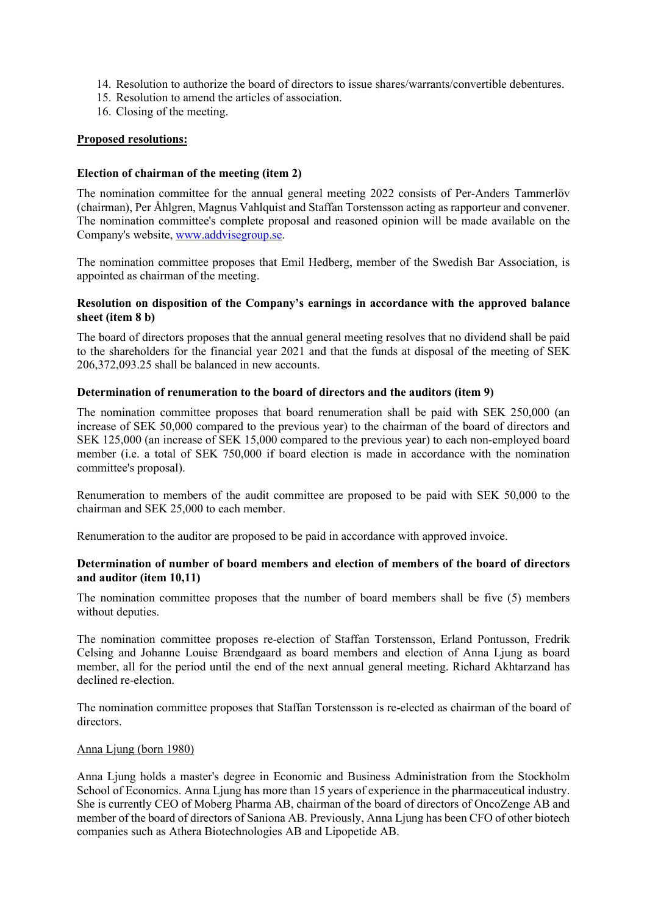14. Resolution to authorize the board of directors to issue shares/warrants/convertible debentures.
15. Resolution to amend the articles of association.
16. Closing of the meeting.

**Proposed resolutions:**

**Election of chairman of the meeting (item 2)**

The nomination committee for the annual general meeting 2022 consists of Per-Anders Tammerlöv (chairman), Per Åhlgren, Magnus Vahlquist and Staffan Torstensson acting as rapporteur and convener. The nomination committee's complete proposal and reasoned opinion will be made available on the Company's website, www.addvisegroup.se.

The nomination committee proposes that Emil Hedberg, member of the Swedish Bar Association, is appointed as chairman of the meeting.

**Resolution on disposition of the Company's earnings in accordance with the approved balance sheet (item 8 b)**

The board of directors proposes that the annual general meeting resolves that no dividend shall be paid to the shareholders for the financial year 2021 and that the funds at disposal of the meeting of SEK 206,372,093.25 shall be balanced in new accounts.

**Determination of renumeration to the board of directors and the auditors (item 9)**

The nomination committee proposes that board renumeration shall be paid with SEK 250,000 (an increase of SEK 50,000 compared to the previous year) to the chairman of the board of directors and SEK 125,000 (an increase of SEK 15,000 compared to the previous year) to each non-employed board member (i.e. a total of SEK 750,000 if board election is made in accordance with the nomination committee's proposal).

Renumeration to members of the audit committee are proposed to be paid with SEK 50,000 to the chairman and SEK 25,000 to each member.

Renumeration to the auditor are proposed to be paid in accordance with approved invoice.

**Determination of number of board members and election of members of the board of directors and auditor (item 10,11)**

The nomination committee proposes that the number of board members shall be five (5) members without deputies.

The nomination committee proposes re-election of Staffan Torstensson, Erland Pontusson, Fredrik Celsing and Johanne Louise Brændgaard as board members and election of Anna Ljung as board member, all for the period until the end of the next annual general meeting. Richard Akhtarzand has declined re-election.

The nomination committee proposes that Staffan Torstensson is re-elected as chairman of the board of directors.

Anna Ljung (born 1980)

Anna Ljung holds a master's degree in Economic and Business Administration from the Stockholm School of Economics. Anna Ljung has more than 15 years of experience in the pharmaceutical industry. She is currently CEO of Moberg Pharma AB, chairman of the board of directors of OncoZenge AB and member of the board of directors of Saniona AB. Previously, Anna Ljung has been CFO of other biotech companies such as Athera Biotechnologies AB and Lipopetide AB.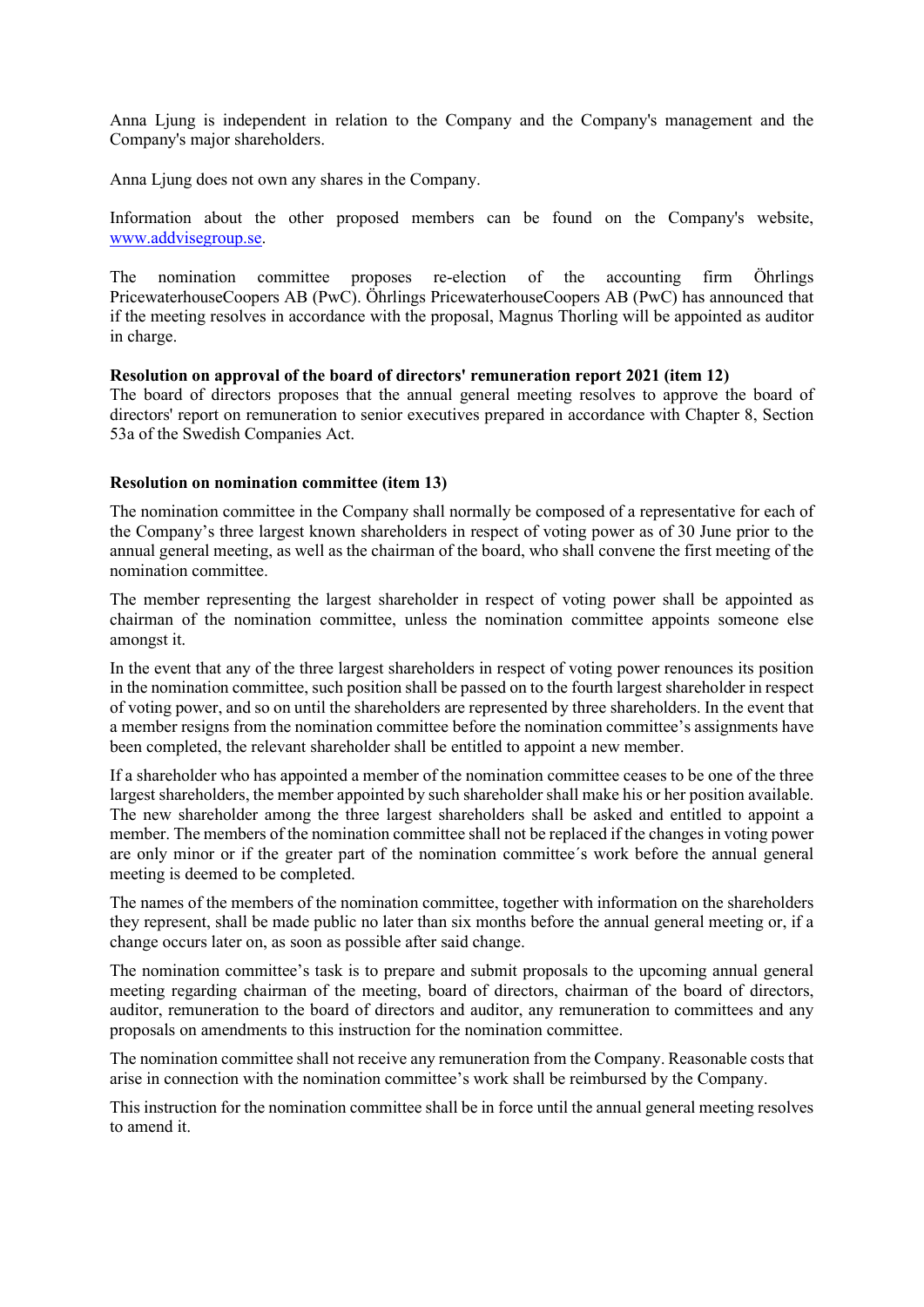Anna Ljung is independent in relation to the Company and the Company's management and the Company's major shareholders.

Anna Ljung does not own any shares in the Company.

Information about the other proposed members can be found on the Company's website, [www.addvisegroup.se](www.addvisegroup.se).

The nomination committee proposes re-election of the accounting firm Öhrlings PricewaterhouseCoopers AB (PwC). Öhrlings PricewaterhouseCoopers AB (PwC) has announced that if the meeting resolves in accordance with the proposal, Magnus Thorling will be appointed as auditor in charge.

**Resolution on approval of the board of directors' remuneration report 2021 (item 12)**

The board of directors proposes that the annual general meeting resolves to approve the board of directors' report on remuneration to senior executives prepared in accordance with Chapter 8, Section 53a of the Swedish Companies Act.

**Resolution on nomination committee (item 13)**

The nomination committee in the Company shall normally be composed of a representative for each of the Company's three largest known shareholders in respect of voting power as of 30 June prior to the annual general meeting, as well as the chairman of the board, who shall convene the first meeting of the nomination committee.

The member representing the largest shareholder in respect of voting power shall be appointed as chairman of the nomination committee, unless the nomination committee appoints someone else amongst it.

In the event that any of the three largest shareholders in respect of voting power renounces its position in the nomination committee, such position shall be passed on to the fourth largest shareholder in respect of voting power, and so on until the shareholders are represented by three shareholders. In the event that a member resigns from the nomination committee before the nomination committee's assignments have been completed, the relevant shareholder shall be entitled to appoint a new member.

If a shareholder who has appointed a member of the nomination committee ceases to be one of the three largest shareholders, the member appointed by such shareholder shall make his or her position available. The new shareholder among the three largest shareholders shall be asked and entitled to appoint a member. The members of the nomination committee shall not be replaced if the changes in voting power are only minor or if the greater part of the nomination committee´s work before the annual general meeting is deemed to be completed.

The names of the members of the nomination committee, together with information on the shareholders they represent, shall be made public no later than six months before the annual general meeting or, if a change occurs later on, as soon as possible after said change.

The nomination committee's task is to prepare and submit proposals to the upcoming annual general meeting regarding chairman of the meeting, board of directors, chairman of the board of directors, auditor, remuneration to the board of directors and auditor, any remuneration to committees and any proposals on amendments to this instruction for the nomination committee.

The nomination committee shall not receive any remuneration from the Company. Reasonable costs that arise in connection with the nomination committee's work shall be reimbursed by the Company.

This instruction for the nomination committee shall be in force until the annual general meeting resolves to amend it.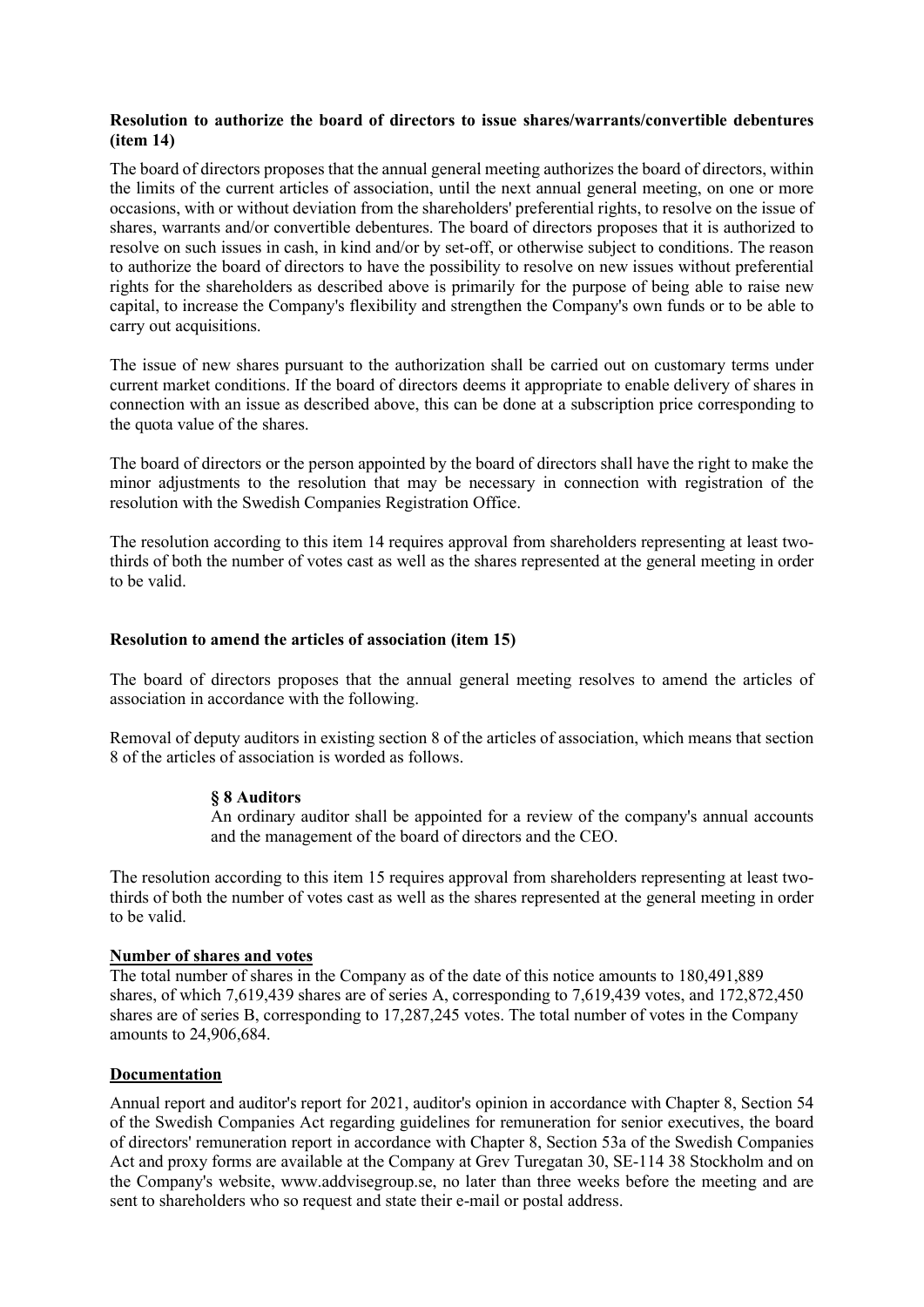**Resolution to authorize the board of directors to issue shares/warrants/convertible debentures (item 14)**

The board of directors proposes that the annual general meeting authorizes the board of directors, within the limits of the current articles of association, until the next annual general meeting, on one or more occasions, with or without deviation from the shareholders' preferential rights, to resolve on the issue of shares, warrants and/or convertible debentures. The board of directors proposes that it is authorized to resolve on such issues in cash, in kind and/or by set-off, or otherwise subject to conditions. The reason to authorize the board of directors to have the possibility to resolve on new issues without preferential rights for the shareholders as described above is primarily for the purpose of being able to raise new capital, to increase the Company's flexibility and strengthen the Company's own funds or to be able to carry out acquisitions.

The issue of new shares pursuant to the authorization shall be carried out on customary terms under current market conditions. If the board of directors deems it appropriate to enable delivery of shares in connection with an issue as described above, this can be done at a subscription price corresponding to the quota value of the shares.

The board of directors or the person appointed by the board of directors shall have the right to make the minor adjustments to the resolution that may be necessary in connection with registration of the resolution with the Swedish Companies Registration Office.

The resolution according to this item 14 requires approval from shareholders representing at least two-thirds of both the number of votes cast as well as the shares represented at the general meeting in order to be valid.

**Resolution to amend the articles of association (item 15)**

The board of directors proposes that the annual general meeting resolves to amend the articles of association in accordance with the following.

Removal of deputy auditors in existing section 8 of the articles of association, which means that section 8 of the articles of association is worded as follows.

> **§ 8 Auditors**
> An ordinary auditor shall be appointed for a review of the company's annual accounts and the management of the board of directors and the CEO.

The resolution according to this item 15 requires approval from shareholders representing at least two-thirds of both the number of votes cast as well as the shares represented at the general meeting in order to be valid.

**Number of shares and votes**

The total number of shares in the Company as of the date of this notice amounts to 180,491,889 shares, of which 7,619,439 shares are of series A, corresponding to 7,619,439 votes, and 172,872,450 shares are of series B, corresponding to 17,287,245 votes. The total number of votes in the Company amounts to 24,906,684.

**Documentation**

Annual report and auditor's report for 2021, auditor's opinion in accordance with Chapter 8, Section 54 of the Swedish Companies Act regarding guidelines for remuneration for senior executives, the board of directors' remuneration report in accordance with Chapter 8, Section 53a of the Swedish Companies Act and proxy forms are available at the Company at Grev Turegatan 30, SE-114 38 Stockholm and on the Company's website, www.addvisegroup.se, no later than three weeks before the meeting and are sent to shareholders who so request and state their e-mail or postal address.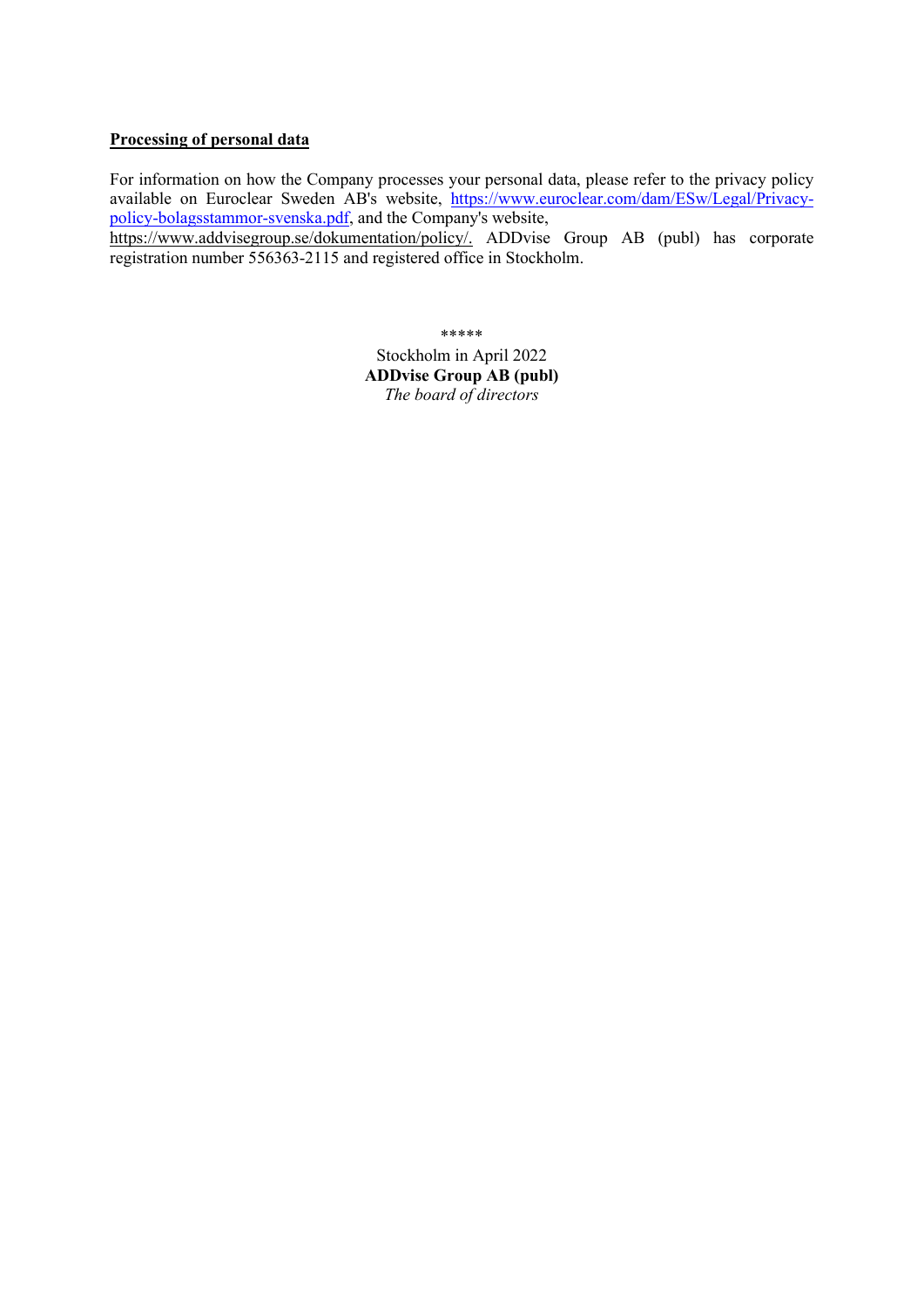**Processing of personal data**

For information on how the Company processes your personal data, please refer to the privacy policy available on Euroclear Sweden AB's website, https://www.euroclear.com/dam/ESw/Legal/Privacy-policy-bolagsstammor-svenska.pdf, and the Company's website, https://www.addvisegroup.se/dokumentation/policy/. ADDvise Group AB (publ) has corporate registration number 556363-2115 and registered office in Stockholm.

\*\*\*\*\*

Stockholm in April 2022

**ADDvise Group AB (publ)**

*The board of directors*